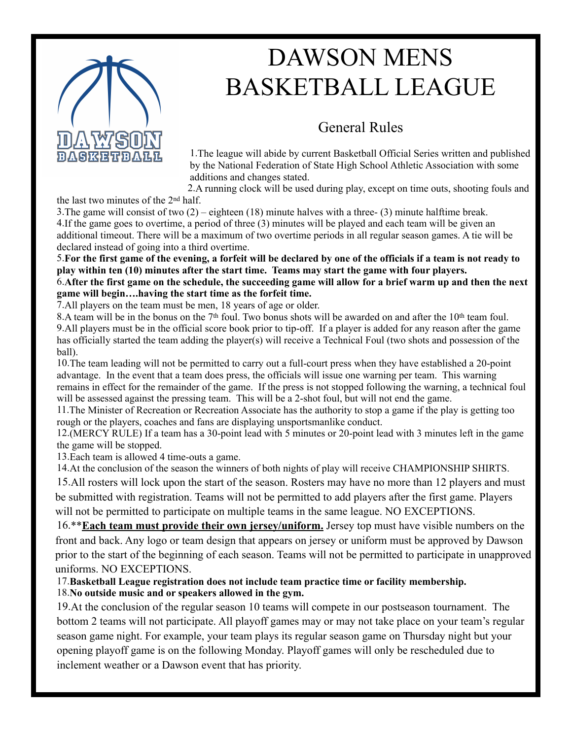# DAWSON MENS BASKETBALL LEAGUE

## General Rules

1.The league will abide by current Basketball Official Series written and published by the National Federation of State High School Athletic Association with some additions and changes stated.

2.A running clock will be used during play, except on time outs, shooting fouls and the last two minutes of the 2nd half.

3.The game will consist of two (2) – eighteen (18) minute halves with a three- (3) minute halftime break.

4.If the game goes to overtime, a period of three (3) minutes will be played and each team will be given an additional timeout. There will be a maximum of two overtime periods in all regular season games. A tie will be declared instead of going into a third overtime.

5.**For the first game of the evening, a forfeit will be declared by one of the officials if a team is not ready to play within ten (10) minutes after the start time. Teams may start the game with four players.**

6.**After the first game on the schedule, the succeeding game will allow for a brief warm up and then the next game will begin….having the start time as the forfeit time.**

7.All players on the team must be men, 18 years of age or older.

8.A team will be in the bonus on the 7th foul. Two bonus shots will be awarded on and after the 10th team foul.

9.All players must be in the official score book prior to tip-off. If a player is added for any reason after the game has officially started the team adding the player(s) will receive a Technical Foul (two shots and possession of the ball).

10.The team leading will not be permitted to carry out a full-court press when they have established a 20-point advantage. In the event that a team does press, the officials will issue one warning per team. This warning remains in effect for the remainder of the game. If the press is not stopped following the warning, a technical foul will be assessed against the pressing team. This will be a 2-shot foul, but will not end the game.

11.The Minister of Recreation or Recreation Associate has the authority to stop a game if the play is getting too rough or the players, coaches and fans are displaying unsportsmanlike conduct.

12.(MERCY RULE) If a team has a 30-point lead with 5 minutes or 20-point lead with 3 minutes left in the game the game will be stopped.

13.Each team is allowed 4 time-outs a game.

14.At the conclusion of the season the winners of both nights of play will receive CHAMPIONSHIP SHIRTS.

15.All rosters will lock upon the start of the season. Rosters may have no more than 12 players and must be submitted with registration. Teams will not be permitted to add players after the first game. Players will not be permitted to participate on multiple teams in the same league. NO EXCEPTIONS.

16.****<u>Each team must provide their own jersey/uniform.</u>** Jersey top must have visible numbers on the front and back. Any logo or team design that appears on jersey or uniform must be approved by Dawson prior to the start of the beginning of each season. Teams will not be permitted to participate in unapproved uniforms. NO EXCEPTIONS.

17.**Basketball League registration does not include team practice time or facility membership.**

18.**No outside music and or speakers allowed in the gym.**

19.At the conclusion of the regular season 10 teams will compete in our postseason tournament. The bottom 2 teams will not participate. All playoff games may or may not take place on your team's regular season game night. For example, your team plays its regular season game on Thursday night but your opening playoff game is on the following Monday. Playoff games will only be rescheduled due to inclement weather or a Dawson event that has priority.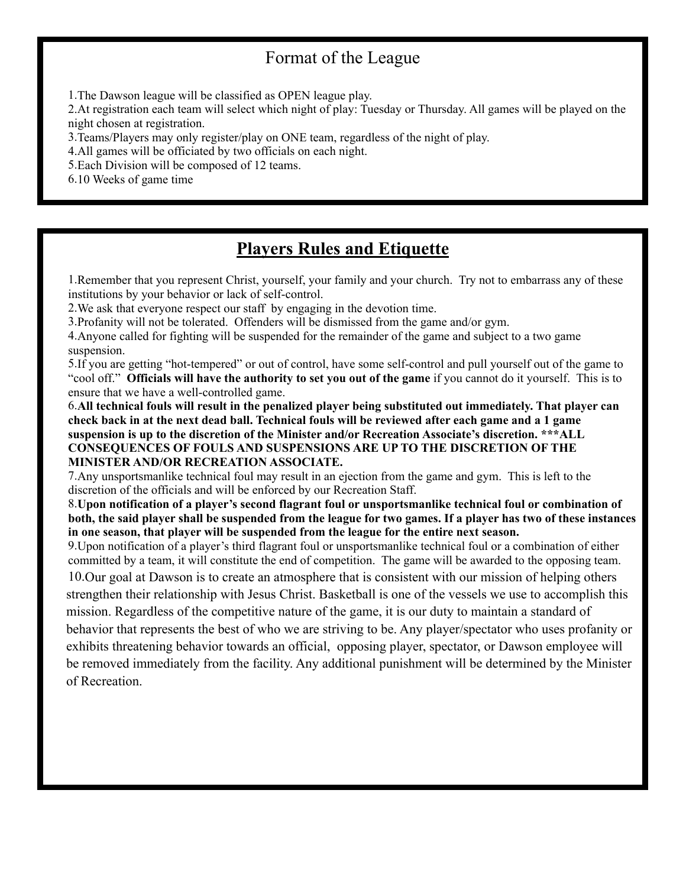## Format of the League

1. The Dawson league will be classified as OPEN league play.
2. At registration each team will select which night of play: Tuesday or Thursday. All games will be played on the night chosen at registration.
3. Teams/Players may only register/play on ONE team, regardless of the night of play.
4. All games will be officiated by two officials on each night.
5. Each Division will be composed of 12 teams.
6. 10 Weeks of game time

## **Players Rules and Etiquette**

1. Remember that you represent Christ, yourself, your family and your church. Try not to embarrass any of these institutions by your behavior or lack of self-control.
2. We ask that everyone respect our staff by engaging in the devotion time.
3. Profanity will not be tolerated. Offenders will be dismissed from the game and/or gym.
4. Anyone called for fighting will be suspended for the remainder of the game and subject to a two game suspension.
5. If you are getting "hot-tempered" or out of control, have some self-control and pull yourself out of the game to "cool off." **Officials will have the authority to set you out of the game** if you cannot do it yourself. This is to ensure that we have a well-controlled game.
6. **All technical fouls will result in the penalized player being substituted out immediately. That player can check back in at the next dead ball. Technical fouls will be reviewed after each game and a 1 game suspension is up to the discretion of the Minister and/or Recreation Associate's discretion. ***ALL CONSEQUENCES OF FOULS AND SUSPENSIONS ARE UP TO THE DISCRETION OF THE MINISTER AND/OR RECREATION ASSOCIATE.**
7. Any unsportsmanlike technical foul may result in an ejection from the game and gym. This is left to the discretion of the officials and will be enforced by our Recreation Staff.
8. **Upon notification of a player's second flagrant foul or unsportsmanlike technical foul or combination of both, the said player shall be suspended from the league for two games. If a player has two of these instances in one season, that player will be suspended from the league for the entire next season.**
9. Upon notification of a player's third flagrant foul or unsportsmanlike technical foul or a combination of either committed by a team, it will constitute the end of competition. The game will be awarded to the opposing team.
10. Our goal at Dawson is to create an atmosphere that is consistent with our mission of helping others strengthen their relationship with Jesus Christ. Basketball is one of the vessels we use to accomplish this mission. Regardless of the competitive nature of the game, it is our duty to maintain a standard of behavior that represents the best of who we are striving to be. Any player/spectator who uses profanity or exhibits threatening behavior towards an official, opposing player, spectator, or Dawson employee will be removed immediately from the facility. Any additional punishment will be determined by the Minister of Recreation.